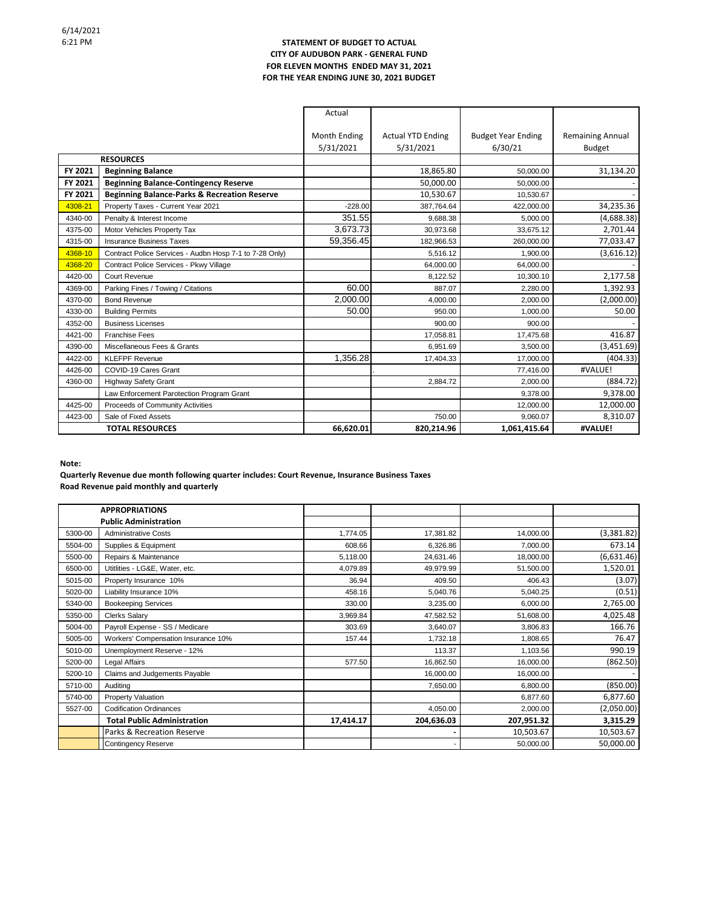6/14/2021
6:21 PM

**STATEMENT OF BUDGET TO ACTUAL**
**CITY OF AUDUBON PARK - GENERAL FUND**
**FOR ELEVEN MONTHS ENDED MAY 31, 2021**
**FOR THE YEAR ENDING JUNE 30, 2021 BUDGET**

| | | Actual Month Ending 5/31/2021 | Actual YTD Ending 5/31/2021 | Budget Year Ending 6/30/21 | Remaining Annual Budget |
|---|---|---|---|---|---|
| | **RESOURCES** | | | | |
| **FY 2021** | **Beginning Balance** | | 18,865.80 | 50,000.00 | 31,134.20 |
| **FY 2021** | **Beginning Balance-Contingency Reserve** | | 50,000.00 | 50,000.00 | - |
| **FY 2021** | **Beginning Balance-Parks & Recreation Reserve** | | 10,530.67 | 10,530.67 | - |
| 4308-21 | Property Taxes - Current Year 2021 | -228.00 | 387,764.64 | 422,000.00 | 34,235.36 |
| 4340-00 | Penalty & Interest Income | 351.55 | 9,688.38 | 5,000.00 | (4,688.38) |
| 4375-00 | Motor Vehicles Property Tax | 3,673.73 | 30,973.68 | 33,675.12 | 2,701.44 |
| 4315-00 | Insurance Business Taxes | 59,356.45 | 182,966.53 | 260,000.00 | 77,033.47 |
| 4368-10 | Contract Police Services - Audbn Hosp 7-1 to 7-28 Only) | | 5,516.12 | 1,900.00 | (3,616.12) |
| 4368-20 | Contract Police Services - Pkwy Village | | 64,000.00 | 64,000.00 | - |
| 4420-00 | Court Revenue | | 8,122.52 | 10,300.10 | 2,177.58 |
| 4369-00 | Parking Fines / Towing / Citations | 60.00 | 887.07 | 2,280.00 | 1,392.93 |
| 4370-00 | Bond Revenue | 2,000.00 | 4,000.00 | 2,000.00 | (2,000.00) |
| 4330-00 | Building Permits | 50.00 | 950.00 | 1,000.00 | 50.00 |
| 4352-00 | Business Licenses | | 900.00 | 900.00 | - |
| 4421-00 | Franchise Fees | | 17,058.81 | 17,475.68 | 416.87 |
| 4390-00 | Miscellaneous Fees & Grants | | 6,951.69 | 3,500.00 | (3,451.69) |
| 4422-00 | KLEFPF Revenue | 1,356.28 | 17,404.33 | 17,000.00 | (404.33) |
| 4426-00 | COVID-19 Cares Grant | | . | 77,416.00 | #VALUE! |
| 4360-00 | Highway Safety Grant | | 2,884.72 | 2,000.00 | (884.72) |
| | Law Enforcement Parotection Program Grant | | | 9,378.00 | 9,378.00 |
| 4425-00 | Proceeds of Community Activities | | | 12,000.00 | 12,000.00 |
| 4423-00 | Sale of Fixed Assets | | 750.00 | 9,060.07 | 8,310.07 |
| | **TOTAL RESOURCES** | **66,620.01** | **820,214.96** | **1,061,415.64** | **#VALUE!** |

**Note:**

**Quarterly Revenue due month following quarter includes: Court Revenue, Insurance Business Taxes**
**Road Revenue paid monthly and quarterly**

| | | Actual Month Ending 5/31/2021 | Actual YTD Ending 5/31/2021 | Budget Year Ending 6/30/21 | Remaining Annual Budget |
|---|---|---|---|---|---|
| | **APPROPRIATIONS** | | | | |
| | **Public Administration** | | | | |
| 5300-00 | Administrative Costs | 1,774.05 | 17,381.82 | 14,000.00 | (3,381.82) |
| 5504-00 | Supplies & Equipment | 608.66 | 6,326.86 | 7,000.00 | 673.14 |
| 5500-00 | Repairs & Maintenance | 5,118.00 | 24,631.46 | 18,000.00 | (6,631.46) |
| 6500-00 | Utitlities - LG&E, Water, etc. | 4,079.89 | 49,979.99 | 51,500.00 | 1,520.01 |
| 5015-00 | Property Insurance 10% | 36.94 | 409.50 | 406.43 | (3.07) |
| 5020-00 | Liability Insurance 10% | 458.16 | 5,040.76 | 5,040.25 | (0.51) |
| 5340-00 | Bookeeping Services | 330.00 | 3,235.00 | 6,000.00 | 2,765.00 |
| 5350-00 | Clerks Salary | 3,969.84 | 47,582.52 | 51,608.00 | 4,025.48 |
| 5004-00 | Payroll Expense - SS / Medicare | 303.69 | 3,640.07 | 3,806.83 | 166.76 |
| 5005-00 | Workers' Compensation Insurance 10% | 157.44 | 1,732.18 | 1,808.65 | 76.47 |
| 5010-00 | Unemployment Reserve - 12% | | 113.37 | 1,103.56 | 990.19 |
| 5200-00 | Legal Affairs | 577.50 | 16,862.50 | 16,000.00 | (862.50) |
| 5200-10 | Claims and Judgements Payable | | 16,000.00 | 16,000.00 | - |
| 5710-00 | Auditing | | 7,650.00 | 6,800.00 | (850.00) |
| 5740-00 | Property Valuation | | | 6,877.60 | 6,877.60 |
| 5527-00 | Codification Ordinances | | 4,050.00 | 2,000.00 | (2,050.00) |
| | **Total Public Administration** | **17,414.17** | **204,636.03** | **207,951.32** | **3,315.29** |
| | Parks & Recreation Reserve | | - | 10,503.67 | 10,503.67 |
| | Contingency Reserve | | - | 50,000.00 | 50,000.00 |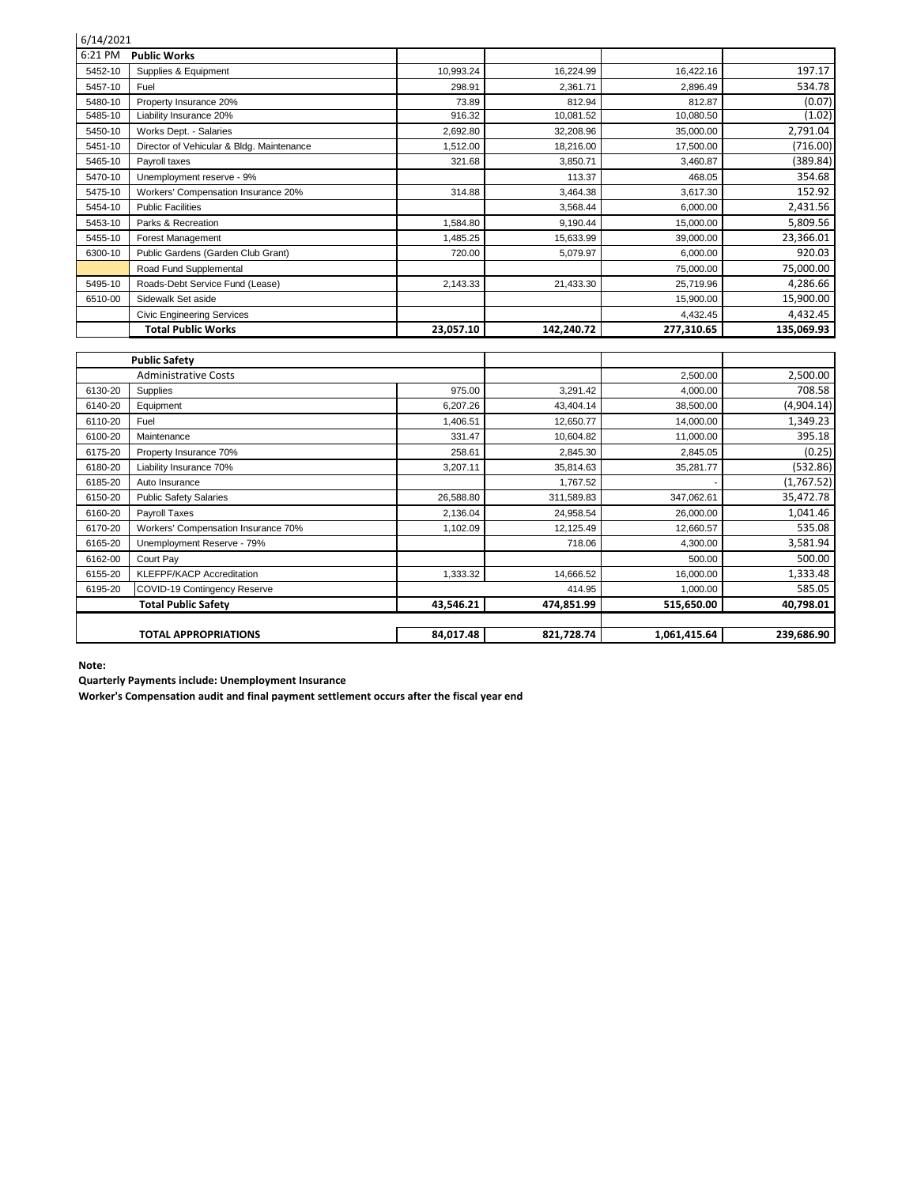6/14/2021

| | | | | | |
|---|---|---|---|---|---|
| 6:21 PM | **Public Works** | | | | |
| 5452-10 | Supplies & Equipment | 10,993.24 | 16,224.99 | 16,422.16 | 197.17 |
| 5457-10 | Fuel | 298.91 | 2,361.71 | 2,896.49 | 534.78 |
| 5480-10 | Property Insurance 20% | 73.89 | 812.94 | 812.87 | (0.07) |
| 5485-10 | Liability Insurance 20% | 916.32 | 10,081.52 | 10,080.50 | (1.02) |
| 5450-10 | Works Dept. - Salaries | 2,692.80 | 32,208.96 | 35,000.00 | 2,791.04 |
| 5451-10 | Director of Vehicular & Bldg. Maintenance | 1,512.00 | 18,216.00 | 17,500.00 | (716.00) |
| 5465-10 | Payroll taxes | 321.68 | 3,850.71 | 3,460.87 | (389.84) |
| 5470-10 | Unemployment reserve - 9% | | 113.37 | 468.05 | 354.68 |
| 5475-10 | Workers' Compensation Insurance 20% | 314.88 | 3,464.38 | 3,617.30 | 152.92 |
| 5454-10 | Public Facilities | | 3,568.44 | 6,000.00 | 2,431.56 |
| 5453-10 | Parks & Recreation | 1,584.80 | 9,190.44 | 15,000.00 | 5,809.56 |
| 5455-10 | Forest Management | 1,485.25 | 15,633.99 | 39,000.00 | 23,366.01 |
| 6300-10 | Public Gardens (Garden Club Grant) | 720.00 | 5,079.97 | 6,000.00 | 920.03 |
| | Road Fund Supplemental | | | 75,000.00 | 75,000.00 |
| 5495-10 | Roads-Debt Service Fund (Lease) | 2,143.33 | 21,433.30 | 25,719.96 | 4,286.66 |
| 6510-00 | Sidewalk Set aside | | | 15,900.00 | 15,900.00 |
| | Civic Engineering Services | | | 4,432.45 | 4,432.45 |
| | **Total Public Works** | **23,057.10** | **142,240.72** | **277,310.65** | **135,069.93** |

| | | | | | |
|---|---|---|---|---|---|
| | **Public Safety** | | | | |
| | Administrative Costs | | | 2,500.00 | 2,500.00 |
| 6130-20 | Supplies | 975.00 | 3,291.42 | 4,000.00 | 708.58 |
| 6140-20 | Equipment | 6,207.26 | 43,404.14 | 38,500.00 | (4,904.14) |
| 6110-20 | Fuel | 1,406.51 | 12,650.77 | 14,000.00 | 1,349.23 |
| 6100-20 | Maintenance | 331.47 | 10,604.82 | 11,000.00 | 395.18 |
| 6175-20 | Property Insurance 70% | 258.61 | 2,845.30 | 2,845.05 | (0.25) |
| 6180-20 | Liability Insurance 70% | 3,207.11 | 35,814.63 | 35,281.77 | (532.86) |
| 6185-20 | Auto Insurance | | 1,767.52 | - | (1,767.52) |
| 6150-20 | Public Safety Salaries | 26,588.80 | 311,589.83 | 347,062.61 | 35,472.78 |
| 6160-20 | Payroll Taxes | 2,136.04 | 24,958.54 | 26,000.00 | 1,041.46 |
| 6170-20 | Workers' Compensation Insurance 70% | 1,102.09 | 12,125.49 | 12,660.57 | 535.08 |
| 6165-20 | Unemployment Reserve - 79% | | 718.06 | 4,300.00 | 3,581.94 |
| 6162-00 | Court Pay | | | 500.00 | 500.00 |
| 6155-20 | KLEFPF/KACP Accreditation | 1,333.32 | 14,666.52 | 16,000.00 | 1,333.48 |
| 6195-20 | COVID-19 Contingency Reserve | | 414.95 | 1,000.00 | 585.05 |
| | **Total Public Safety** | **43,546.21** | **474,851.99** | **515,650.00** | **40,798.01** |
| | **TOTAL APPROPRIATIONS** | **84,017.48** | **821,728.74** | **1,061,415.64** | **239,686.90** |

**Note:**

**Quarterly Payments include: Unemployment Insurance**

**Worker's Compensation audit and final payment settlement occurs after the fiscal year end**